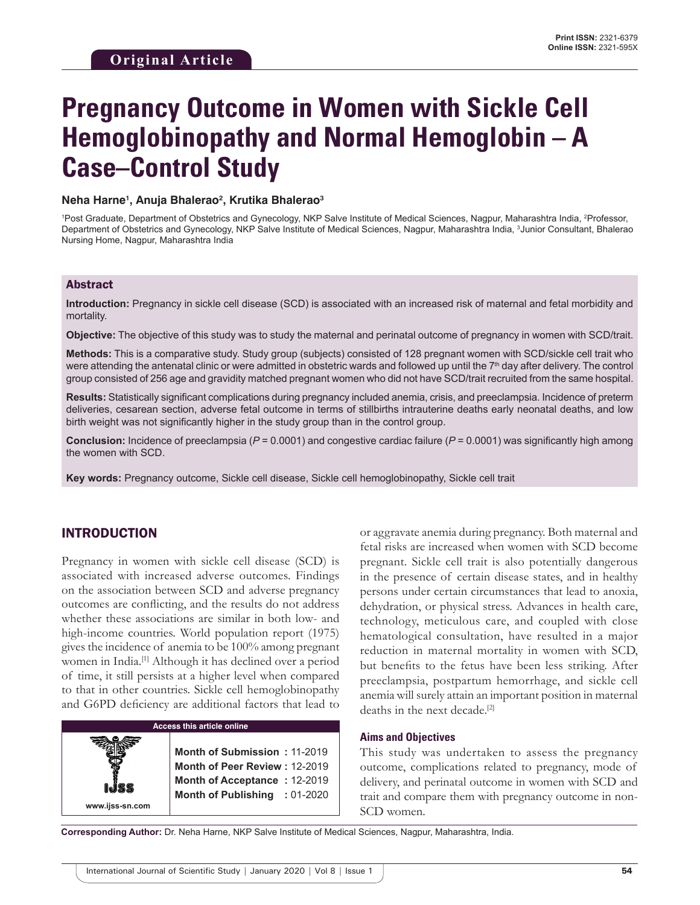Original Article

# Pregnancy Outcome in Women with Sickle Cell Hemoglobinopathy and Normal Hemoglobin – A Case–Control Study

**Neha Harne[1], Anuja Bhalerao[2], Krutika Bhalerao[3]**

[1]Post Graduate, Department of Obstetrics and Gynecology, NKP Salve Institute of Medical Sciences, Nagpur, Maharashtra India, [2]Professor, Department of Obstetrics and Gynecology, NKP Salve Institute of Medical Sciences, Nagpur, Maharashtra India, [3]Junior Consultant, Bhalerao Nursing Home, Nagpur, Maharashtra India

## Abstract

**Introduction:** Pregnancy in sickle cell disease (SCD) is associated with an increased risk of maternal and fetal morbidity and mortality.

**Objective:** The objective of this study was to study the maternal and perinatal outcome of pregnancy in women with SCD/trait.

**Methods:** This is a comparative study. Study group (subjects) consisted of 128 pregnant women with SCD/sickle cell trait who were attending the antenatal clinic or were admitted in obstetric wards and followed up until the 7th day after delivery. The control group consisted of 256 age and gravidity matched pregnant women who did not have SCD/trait recruited from the same hospital.

**Results:** Statistically significant complications during pregnancy included anemia, crisis, and preeclampsia. Incidence of preterm deliveries, cesarean section, adverse fetal outcome in terms of stillbirths intrauterine deaths early neonatal deaths, and low birth weight was not significantly higher in the study group than in the control group.

**Conclusion:** Incidence of preeclampsia (*P* = 0.0001) and congestive cardiac failure (*P* = 0.0001) was significantly high among the women with SCD.

**Key words:** Pregnancy outcome, Sickle cell disease, Sickle cell hemoglobinopathy, Sickle cell trait

## INTRODUCTION

Pregnancy in women with sickle cell disease (SCD) is associated with increased adverse outcomes. Findings on the association between SCD and adverse pregnancy outcomes are conflicting, and the results do not address whether these associations are similar in both low- and high-income countries. World population report (1975) gives the incidence of anemia to be 100% among pregnant women in India.[1] Although it has declined over a period of time, it still persists at a higher level when compared to that in other countries. Sickle cell hemoglobinopathy and G6PD deficiency are additional factors that lead to or aggravate anemia during pregnancy. Both maternal and fetal risks are increased when women with SCD become pregnant. Sickle cell trait is also potentially dangerous in the presence of certain disease states, and in healthy persons under certain circumstances that lead to anoxia, dehydration, or physical stress. Advances in health care, technology, meticulous care, and coupled with close hematological consultation, have resulted in a major reduction in maternal mortality in women with SCD, but benefits to the fetus have been less striking. After preeclampsia, postpartum hemorrhage, and sickle cell anemia will surely attain an important position in maternal deaths in the next decade.[2]

| Access this article online | |
|---|---|
| www.ijss-sn.com | **Month of Submission : 11-2019**<br>**Month of Peer Review : 12-2019**<br>**Month of Acceptance : 12-2019**<br>**Month of Publishing : 01-2020** |

### Aims and Objectives

This study was undertaken to assess the pregnancy outcome, complications related to pregnancy, mode of delivery, and perinatal outcome in women with SCD and trait and compare them with pregnancy outcome in non-SCD women.

**Corresponding Author:** Dr. Neha Harne, NKP Salve Institute of Medical Sciences, Nagpur, Maharashtra, India.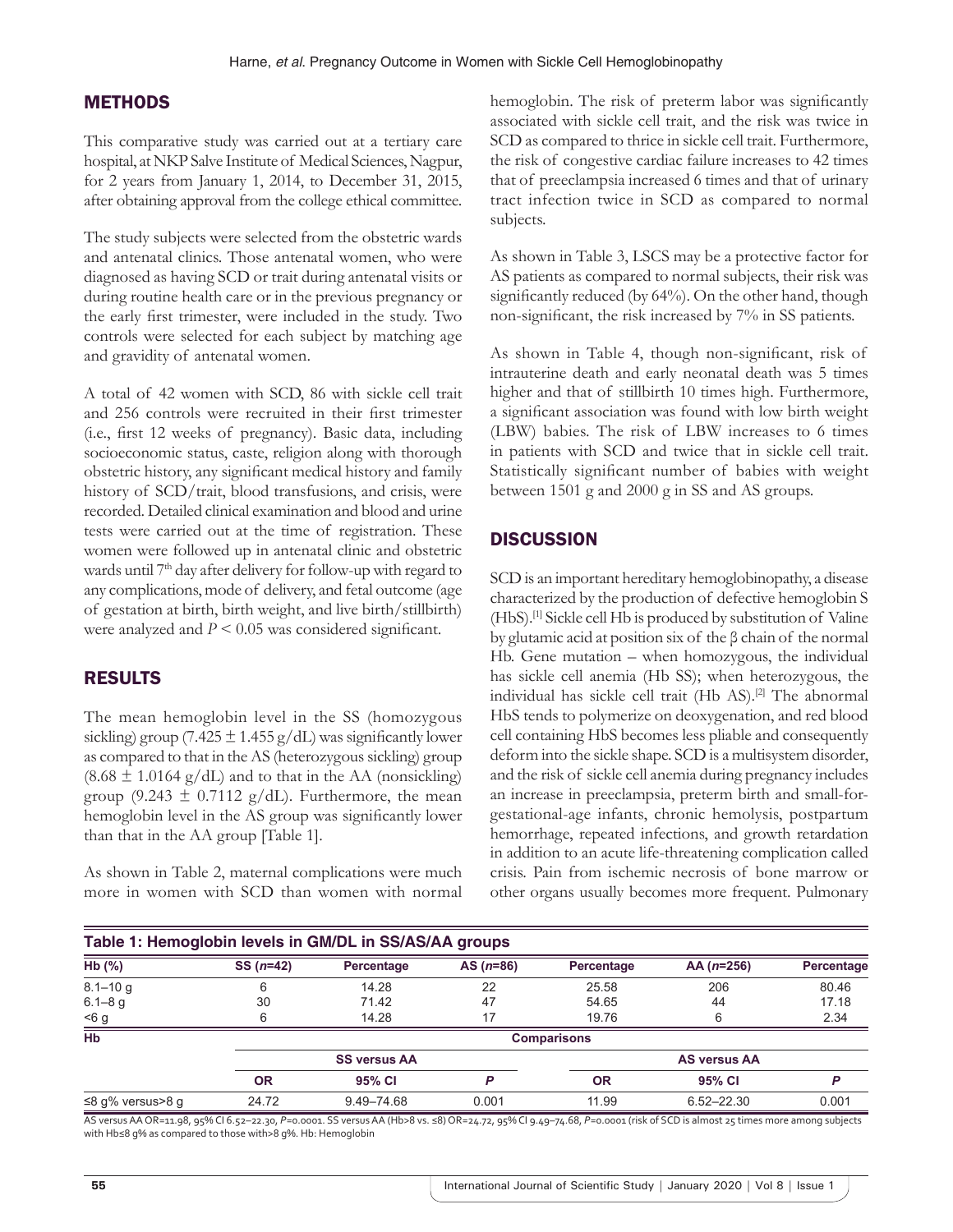## METHODS

This comparative study was carried out at a tertiary care hospital, at NKP Salve Institute of Medical Sciences, Nagpur, for 2 years from January 1, 2014, to December 31, 2015, after obtaining approval from the college ethical committee.

The study subjects were selected from the obstetric wards and antenatal clinics. Those antenatal women, who were diagnosed as having SCD or trait during antenatal visits or during routine health care or in the previous pregnancy or the early first trimester, were included in the study. Two controls were selected for each subject by matching age and gravidity of antenatal women.

A total of 42 women with SCD, 86 with sickle cell trait and 256 controls were recruited in their first trimester (i.e., first 12 weeks of pregnancy). Basic data, including socioeconomic status, caste, religion along with thorough obstetric history, any significant medical history and family history of SCD/trait, blood transfusions, and crisis, were recorded. Detailed clinical examination and blood and urine tests were carried out at the time of registration. These women were followed up in antenatal clinic and obstetric wards until 7th day after delivery for follow-up with regard to any complications, mode of delivery, and fetal outcome (age of gestation at birth, birth weight, and live birth/stillbirth) were analyzed and $P < 0.05$ was considered significant.

## RESULTS

The mean hemoglobin level in the SS (homozygous sickling) group ($7.425 \pm 1.455$ g/dL) was significantly lower as compared to that in the AS (heterozygous sickling) group ($8.68 \pm 1.0164$ g/dL) and to that in the AA (nonsickling) group ($9.243 \pm 0.7112$ g/dL). Furthermore, the mean hemoglobin level in the AS group was significantly lower than that in the AA group [Table 1].

As shown in Table 2, maternal complications were much more in women with SCD than women with normal hemoglobin. The risk of preterm labor was significantly associated with sickle cell trait, and the risk was twice in SCD as compared to thrice in sickle cell trait. Furthermore, the risk of congestive cardiac failure increases to 42 times that of preeclampsia increased 6 times and that of urinary tract infection twice in SCD as compared to normal subjects.

As shown in Table 3, LSCS may be a protective factor for AS patients as compared to normal subjects, their risk was significantly reduced (by 64%). On the other hand, though non-significant, the risk increased by 7% in SS patients.

As shown in Table 4, though non-significant, risk of intrauterine death and early neonatal death was 5 times higher and that of stillbirth 10 times high. Furthermore, a significant association was found with low birth weight (LBW) babies. The risk of LBW increases to 6 times in patients with SCD and twice that in sickle cell trait. Statistically significant number of babies with weight between 1501 g and 2000 g in SS and AS groups.

## DISCUSSION

SCD is an important hereditary hemoglobinopathy, a disease characterized by the production of defective hemoglobin S (HbS).[1] Sickle cell Hb is produced by substitution of Valine by glutamic acid at position six of the β chain of the normal Hb. Gene mutation – when homozygous, the individual has sickle cell anemia (Hb SS); when heterozygous, the individual has sickle cell trait (Hb AS).[2] The abnormal HbS tends to polymerize on deoxygenation, and red blood cell containing HbS becomes less pliable and consequently deform into the sickle shape. SCD is a multisystem disorder, and the risk of sickle cell anemia during pregnancy includes an increase in preeclampsia, preterm birth and small-for-gestational-age infants, chronic hemolysis, postpartum hemorrhage, repeated infections, and growth retardation in addition to an acute life-threatening complication called crisis. Pain from ischemic necrosis of bone marrow or other organs usually becomes more frequent. Pulmonary

**Table 1: Hemoglobin levels in GM/DL in SS/AS/AA groups**

| Hb (%) | SS (*n*=42) | Percentage | AS (*n*=86) | Percentage | AA (*n*=256) | Percentage |
|---|---|---|---|---|---|---|
| 8.1–10 g | 6 | 14.28 | 22 | 25.58 | 206 | 80.46 |
| 6.1–8 g | 30 | 71.42 | 47 | 54.65 | 44 | 17.18 |
| <6 g | 6 | 14.28 | 17 | 19.76 | 6 | 2.34 |
| **Hb** | **Comparisons** | | | | | |
| | **SS versus AA** | | | **AS versus AA** | | |
| | **OR** | **95% CI** | ***P*** | **OR** | **95% CI** | ***P*** |
| ≤8 g% versus>8 g | 24.72 | 9.49–74.68 | 0.001 | 11.99 | 6.52–22.30 | 0.001 |

AS versus AA OR=11.98, 95% CI 6.52–22.30, *P*=0.0001. SS versus AA (Hb>8 vs. ≤8) OR=24.72, 95% CI 9.49–74.68, *P*=0.0001 (risk of SCD is almost 25 times more among subjects with Hb≤8 g% as compared to those with>8 g%. Hb: Hemoglobin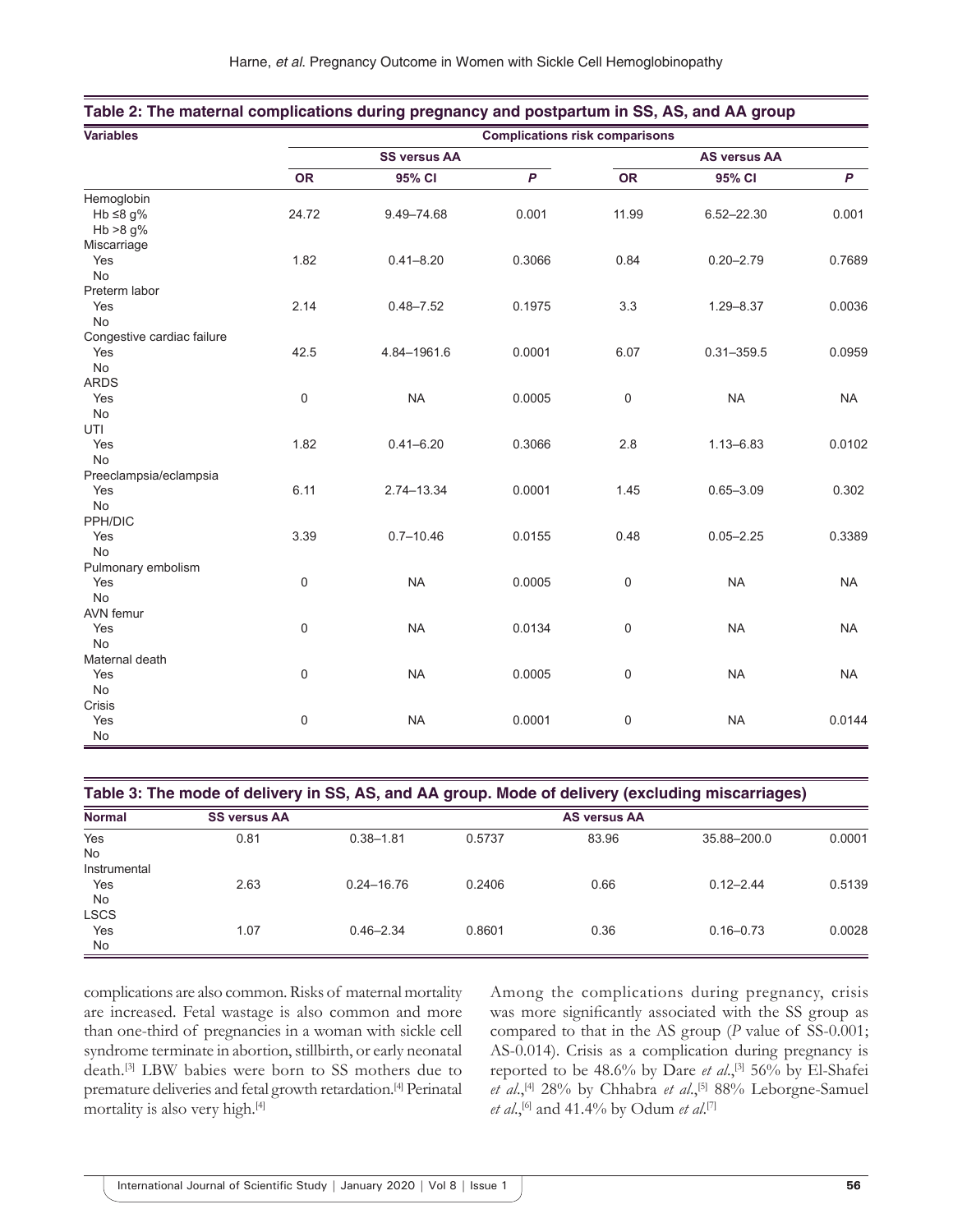**Table 2: The maternal complications during pregnancy and postpartum in SS, AS, and AA group**

| Variables | Complications risk comparisons | | | | | |
|---|---|---|---|---|---|---|
| | SS versus AA | | | AS versus AA | | |
| | OR | 95% CI | P | OR | 95% CI | P |
| Hemoglobin | | | | | | |
| Hb ≤8 g% | 24.72 | 9.49–74.68 | 0.001 | 11.99 | 6.52–22.30 | 0.001 |
| Hb >8 g% | | | | | | |
| Miscarriage | | | | | | |
| Yes | 1.82 | 0.41–8.20 | 0.3066 | 0.84 | 0.20–2.79 | 0.7689 |
| No | | | | | | |
| Preterm labor | | | | | | |
| Yes | 2.14 | 0.48–7.52 | 0.1975 | 3.3 | 1.29–8.37 | 0.0036 |
| No | | | | | | |
| Congestive cardiac failure | | | | | | |
| Yes | 42.5 | 4.84–1961.6 | 0.0001 | 6.07 | 0.31–359.5 | 0.0959 |
| No | | | | | | |
| ARDS | | | | | | |
| Yes | 0 | NA | 0.0005 | 0 | NA | NA |
| No | | | | | | |
| UTI | | | | | | |
| Yes | 1.82 | 0.41–6.20 | 0.3066 | 2.8 | 1.13–6.83 | 0.0102 |
| No | | | | | | |
| Preeclampsia/eclampsia | | | | | | |
| Yes | 6.11 | 2.74–13.34 | 0.0001 | 1.45 | 0.65–3.09 | 0.302 |
| No | | | | | | |
| PPH/DIC | | | | | | |
| Yes | 3.39 | 0.7–10.46 | 0.0155 | 0.48 | 0.05–2.25 | 0.3389 |
| No | | | | | | |
| Pulmonary embolism | | | | | | |
| Yes | 0 | NA | 0.0005 | 0 | NA | NA |
| No | | | | | | |
| AVN femur | | | | | | |
| Yes | 0 | NA | 0.0134 | 0 | NA | NA |
| No | | | | | | |
| Maternal death | | | | | | |
| Yes | 0 | NA | 0.0005 | 0 | NA | NA |
| No | | | | | | |
| Crisis | | | | | | |
| Yes | 0 | NA | 0.0001 | 0 | NA | 0.0144 |
| No | | | | | | |

**Table 3: The mode of delivery in SS, AS, and AA group. Mode of delivery (excluding miscarriages)**

| Normal | SS versus AA | | | AS versus AA | | |
|---|---|---|---|---|---|---|
| Yes | 0.81 | 0.38–1.81 | 0.5737 | 83.96 | 35.88–200.0 | 0.0001 |
| No | | | | | | |
| Instrumental | | | | | | |
| Yes | 2.63 | 0.24–16.76 | 0.2406 | 0.66 | 0.12–2.44 | 0.5139 |
| No | | | | | | |
| LSCS | | | | | | |
| Yes | 1.07 | 0.46–2.34 | 0.8601 | 0.36 | 0.16–0.73 | 0.0028 |
| No | | | | | | |

complications are also common. Risks of maternal mortality are increased. Fetal wastage is also common and more than one-third of pregnancies in a woman with sickle cell syndrome terminate in abortion, stillbirth, or early neonatal death.[3] LBW babies were born to SS mothers due to premature deliveries and fetal growth retardation.[4] Perinatal mortality is also very high.[4]

Among the complications during pregnancy, crisis was more significantly associated with the SS group as compared to that in the AS group (*P* value of SS-0.001; AS-0.014). Crisis as a complication during pregnancy is reported to be 48.6% by Dare *et al*.,[3] 56% by El-Shafei *et al*.,[4] 28% by Chhabra *et al*.,[5] 88% Leborgne-Samuel *et al*.,[6] and 41.4% by Odum *et al*.[7]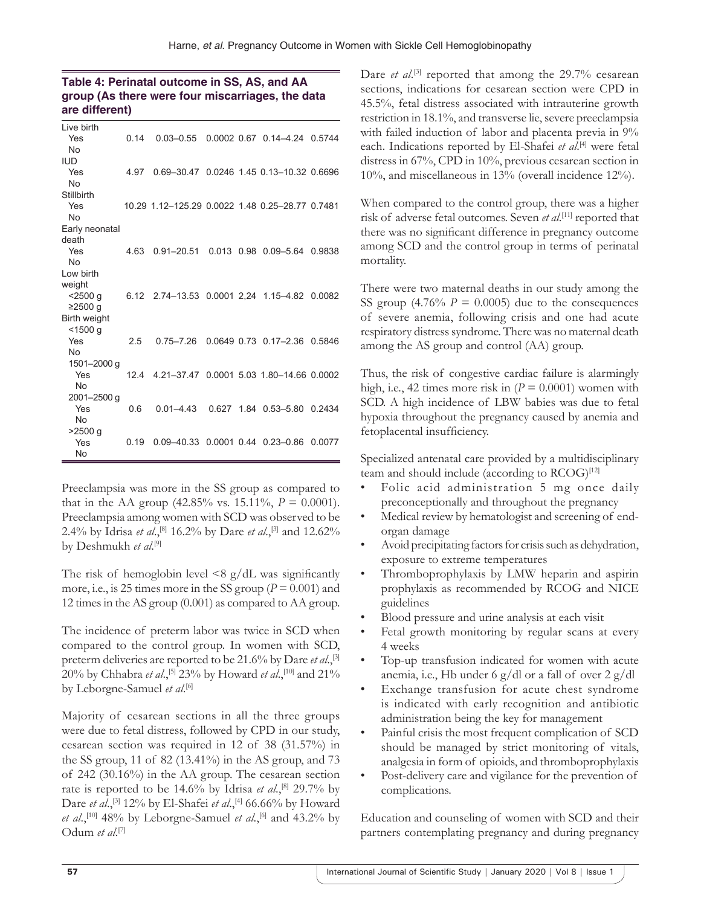**Table 4: Perinatal outcome in SS, AS, and AA group (As there were four miscarriages, the data are different)**

| | | | | | | |
|---|---|---|---|---|---|---|
| Live birth | | | | | | |
| Yes | 0.14 | 0.03–0.55 | 0.0002 | 0.67 | 0.14–4.24 | 0.5744 |
| No | | | | | | |
| IUD | | | | | | |
| Yes | 4.97 | 0.69–30.47 | 0.0246 | 1.45 | 0.13–10.32 | 0.6696 |
| No | | | | | | |
| Stillbirth | | | | | | |
| Yes | 10.29 | 1.12–125.29 | 0.0022 | 1.48 | 0.25–28.77 | 0.7481 |
| No | | | | | | |
| Early neonatal death | | | | | | |
| Yes | 4.63 | 0.91–20.51 | 0.013 | 0.98 | 0.09–5.64 | 0.9838 |
| No | | | | | | |
| Low birth weight | | | | | | |
| <2500 g | 6.12 | 2.74–13.53 | 0.0001 | 2,24 | 1.15–4.82 | 0.0082 |
| ≥2500 g | | | | | | |
| Birth weight | | | | | | |
| <1500 g | | | | | | |
| Yes | 2.5 | 0.75–7.26 | 0.0649 | 0.73 | 0.17–2.36 | 0.5846 |
| No | | | | | | |
| 1501–2000 g | | | | | | |
| Yes | 12.4 | 4.21–37.47 | 0.0001 | 5.03 | 1.80–14.66 | 0.0002 |
| No | | | | | | |
| 2001–2500 g | | | | | | |
| Yes | 0.6 | 0.01–4.43 | 0.627 | 1.84 | 0.53–5.80 | 0.2434 |
| No | | | | | | |
| >2500 g | | | | | | |
| Yes | 0.19 | 0.09–40.33 | 0.0001 | 0.44 | 0.23–0.86 | 0.0077 |
| No | | | | | | |

Preeclampsia was more in the SS group as compared to that in the AA group (42.85% vs. 15.11%, $P = 0.0001$). Preeclampsia among women with SCD was observed to be 2.4% by Idrisa *et al.*,[8] 16.2% by Dare *et al.*,[3] and 12.62% by Deshmukh *et al.*[9]

The risk of hemoglobin level <8 g/dL was significantly more, i.e., is 25 times more in the SS group ($P = 0.001$) and 12 times in the AS group (0.001) as compared to AA group.

The incidence of preterm labor was twice in SCD when compared to the control group. In women with SCD, preterm deliveries are reported to be 21.6% by Dare *et al.*,[3] 20% by Chhabra *et al.*,[5] 23% by Howard *et al.*,[10] and 21% by Leborgne-Samuel *et al.*[6]

Majority of cesarean sections in all the three groups were due to fetal distress, followed by CPD in our study, cesarean section was required in 12 of 38 (31.57%) in the SS group, 11 of 82 (13.41%) in the AS group, and 73 of 242 (30.16%) in the AA group. The cesarean section rate is reported to be 14.6% by Idrisa *et al.*,[8] 29.7% by Dare *et al.*,[3] 12% by El-Shafei *et al.*,[4] 66.66% by Howard *et al.*,[10] 48% by Leborgne-Samuel *et al.*,[6] and 43.2% by Odum *et al.*[7]

Dare *et al.*[3] reported that among the 29.7% cesarean sections, indications for cesarean section were CPD in 45.5%, fetal distress associated with intrauterine growth restriction in 18.1%, and transverse lie, severe preeclampsia with failed induction of labor and placenta previa in 9% each. Indications reported by El-Shafei *et al.*[4] were fetal distress in 67%, CPD in 10%, previous cesarean section in 10%, and miscellaneous in 13% (overall incidence 12%).

When compared to the control group, there was a higher risk of adverse fetal outcomes. Seven *et al.*[11] reported that there was no significant difference in pregnancy outcome among SCD and the control group in terms of perinatal mortality.

There were two maternal deaths in our study among the SS group (4.76% $P = 0.0005$) due to the consequences of severe anemia, following crisis and one had acute respiratory distress syndrome. There was no maternal death among the AS group and control (AA) group.

Thus, the risk of congestive cardiac failure is alarmingly high, i.e., 42 times more risk in ($P = 0.0001$) women with SCD. A high incidence of LBW babies was due to fetal hypoxia throughout the pregnancy caused by anemia and fetoplacental insufficiency.

Specialized antenatal care provided by a multidisciplinary team and should include (according to RCOG)[12]

- Folic acid administration 5 mg once daily preconceptionally and throughout the pregnancy
- Medical review by hematologist and screening of end-organ damage
- Avoid precipitating factors for crisis such as dehydration, exposure to extreme temperatures
- Thromboprophylaxis by LMW heparin and aspirin prophylaxis as recommended by RCOG and NICE guidelines
- Blood pressure and urine analysis at each visit
- Fetal growth monitoring by regular scans at every 4 weeks
- Top-up transfusion indicated for women with acute anemia, i.e., Hb under 6 g/dl or a fall of over 2 g/dl
- Exchange transfusion for acute chest syndrome is indicated with early recognition and antibiotic administration being the key for management
- Painful crisis the most frequent complication of SCD should be managed by strict monitoring of vitals, analgesia in form of opioids, and thromboprophylaxis
- Post-delivery care and vigilance for the prevention of complications.

Education and counseling of women with SCD and their partners contemplating pregnancy and during pregnancy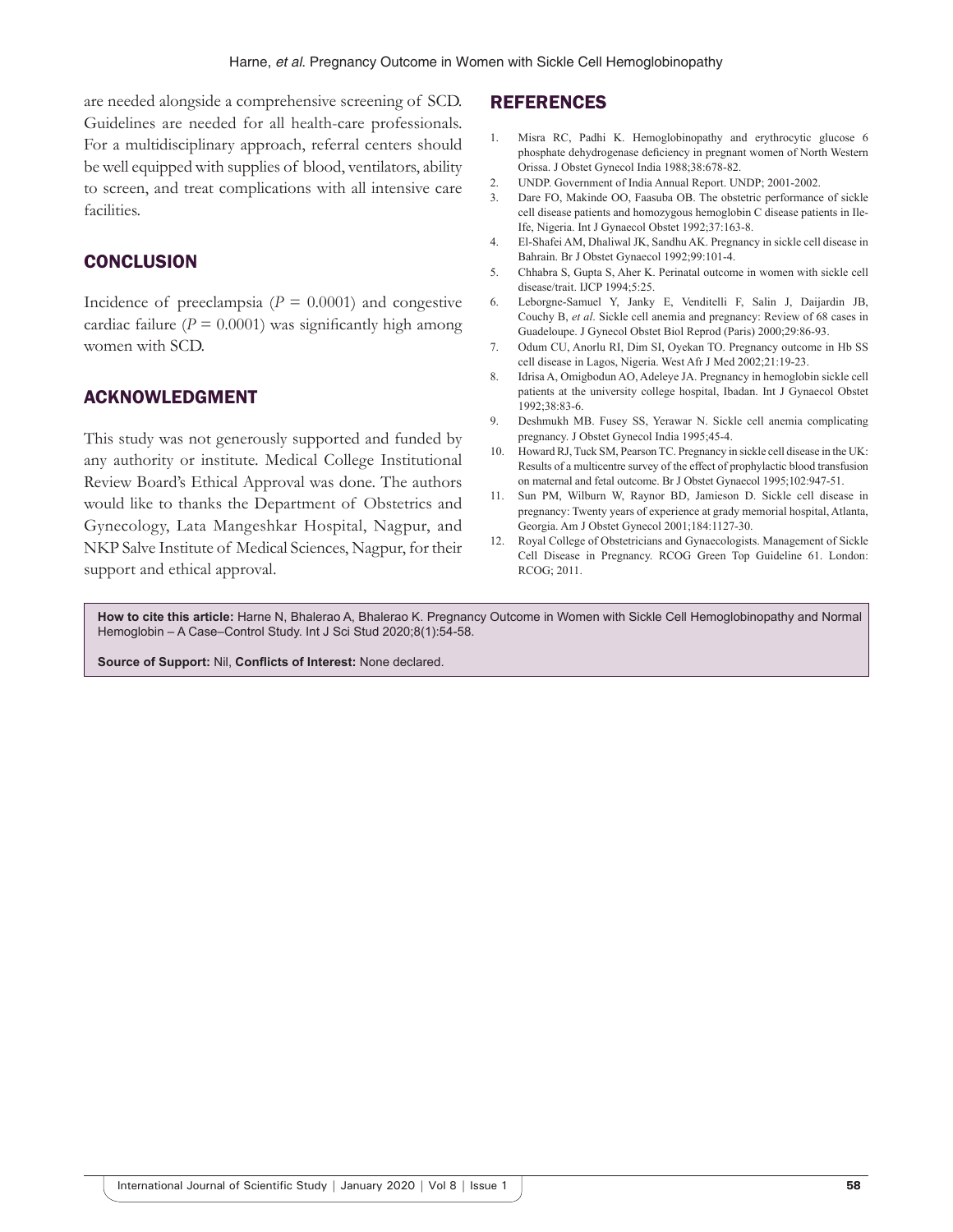are needed alongside a comprehensive screening of SCD. Guidelines are needed for all health-care professionals. For a multidisciplinary approach, referral centers should be well equipped with supplies of blood, ventilators, ability to screen, and treat complications with all intensive care facilities.

## CONCLUSION

Incidence of preeclampsia ($P$ = 0.0001) and congestive cardiac failure ($P$ = 0.0001) was significantly high among women with SCD.

## ACKNOWLEDGMENT

This study was not generously supported and funded by any authority or institute. Medical College Institutional Review Board's Ethical Approval was done. The authors would like to thanks the Department of Obstetrics and Gynecology, Lata Mangeshkar Hospital, Nagpur, and NKP Salve Institute of Medical Sciences, Nagpur, for their support and ethical approval.

## REFERENCES

1. Misra RC, Padhi K. Hemoglobinopathy and erythrocytic glucose 6 phosphate dehydrogenase deficiency in pregnant women of North Western Orissa. J Obstet Gynecol India 1988;38:678-82.
2. UNDP. Government of India Annual Report. UNDP; 2001-2002.
3. Dare FO, Makinde OO, Faasuba OB. The obstetric performance of sickle cell disease patients and homozygous hemoglobin C disease patients in Ile-Ife, Nigeria. Int J Gynaecol Obstet 1992;37:163-8.
4. El-Shafei AM, Dhaliwal JK, Sandhu AK. Pregnancy in sickle cell disease in Bahrain. Br J Obstet Gynaecol 1992;99:101-4.
5. Chhabra S, Gupta S, Aher K. Perinatal outcome in women with sickle cell disease/trait. IJCP 1994;5:25.
6. Leborgne-Samuel Y, Janky E, Venditelli F, Salin J, Daijardin JB, Couchy B, *et al*. Sickle cell anemia and pregnancy: Review of 68 cases in Guadeloupe. J Gynecol Obstet Biol Reprod (Paris) 2000;29:86-93.
7. Odum CU, Anorlu RI, Dim SI, Oyekan TO. Pregnancy outcome in Hb SS cell disease in Lagos, Nigeria. West Afr J Med 2002;21:19-23.
8. Idrisa A, Omigbodun AO, Adeleye JA. Pregnancy in hemoglobin sickle cell patients at the university college hospital, Ibadan. Int J Gynaecol Obstet 1992;38:83-6.
9. Deshmukh MB. Fusey SS, Yerawar N. Sickle cell anemia complicating pregnancy. J Obstet Gynecol India 1995;45-4.
10. Howard RJ, Tuck SM, Pearson TC. Pregnancy in sickle cell disease in the UK: Results of a multicentre survey of the effect of prophylactic blood transfusion on maternal and fetal outcome. Br J Obstet Gynaecol 1995;102:947-51.
11. Sun PM, Wilburn W, Raynor BD, Jamieson D. Sickle cell disease in pregnancy: Twenty years of experience at grady memorial hospital, Atlanta, Georgia. Am J Obstet Gynecol 2001;184:1127-30.
12. Royal College of Obstetricians and Gynaecologists. Management of Sickle Cell Disease in Pregnancy. RCOG Green Top Guideline 61. London: RCOG; 2011.

**How to cite this article:** Harne N, Bhalerao A, Bhalerao K. Pregnancy Outcome in Women with Sickle Cell Hemoglobinopathy and Normal Hemoglobin – A Case–Control Study. Int J Sci Stud 2020;8(1):54-58.

**Source of Support:** Nil, **Conflicts of Interest:** None declared.